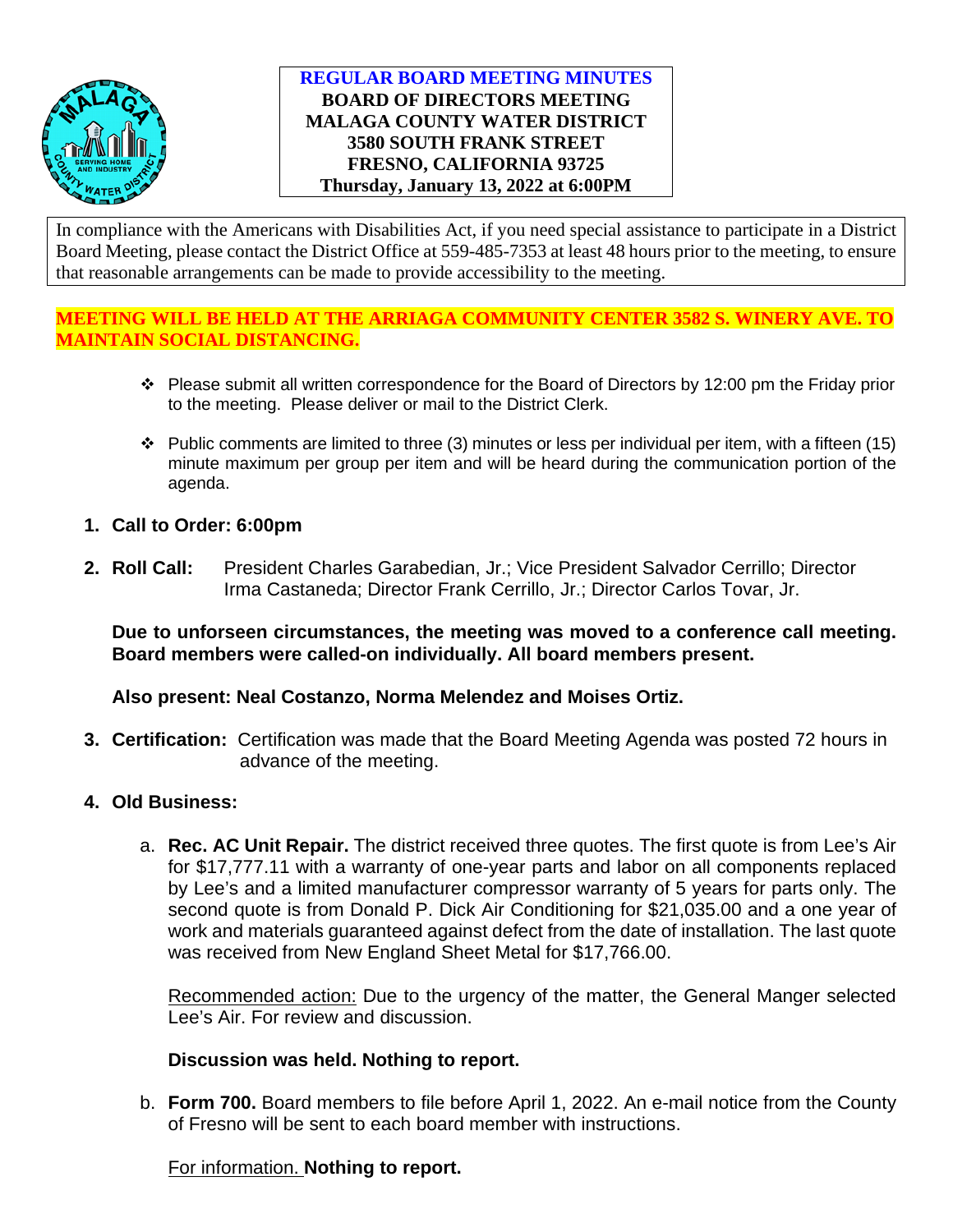**REGULAR BOARD MEETING MINUTES**
**BOARD OF DIRECTORS MEETING**
**MALAGA COUNTY WATER DISTRICT**
**3580 SOUTH FRANK STREET**
**FRESNO, CALIFORNIA 93725**
**Thursday, January 13, 2022 at 6:00PM**

In compliance with the Americans with Disabilities Act, if you need special assistance to participate in a District Board Meeting, please contact the District Office at 559-485-7353 at least 48 hours prior to the meeting, to ensure that reasonable arrangements can be made to provide accessibility to the meeting.

**MEETING WILL BE HELD AT THE ARRIAGA COMMUNITY CENTER 3582 S. WINERY AVE. TO MAINTAIN SOCIAL DISTANCING.**

- Please submit all written correspondence for the Board of Directors by 12:00 pm the Friday prior to the meeting. Please deliver or mail to the District Clerk.
- Public comments are limited to three (3) minutes or less per individual per item, with a fifteen (15) minute maximum per group per item and will be heard during the communication portion of the agenda.

1. **Call to Order: 6:00pm**

2. **Roll Call:** President Charles Garabedian, Jr.; Vice President Salvador Cerrillo; Director Irma Castaneda; Director Frank Cerrillo, Jr.; Director Carlos Tovar, Jr.

   **Due to unforseen circumstances, the meeting was moved to a conference call meeting. Board members were called-on individually. All board members present.**

   **Also present: Neal Costanzo, Norma Melendez and Moises Ortiz.**

3. **Certification:** Certification was made that the Board Meeting Agenda was posted 72 hours in advance of the meeting.

4. **Old Business:**

   a. **Rec. AC Unit Repair.** The district received three quotes. The first quote is from Lee's Air for $17,777.11 with a warranty of one-year parts and labor on all components replaced by Lee's and a limited manufacturer compressor warranty of 5 years for parts only. The second quote is from Donald P. Dick Air Conditioning for $21,035.00 and a one year of work and materials guaranteed against defect from the date of installation. The last quote was received from New England Sheet Metal for $17,766.00.

      Recommended action: Due to the urgency of the matter, the General Manger selected Lee's Air. For review and discussion.

      **Discussion was held. Nothing to report.**

   b. **Form 700.** Board members to file before April 1, 2022. An e-mail notice from the County of Fresno will be sent to each board member with instructions.

      For information. **Nothing to report.**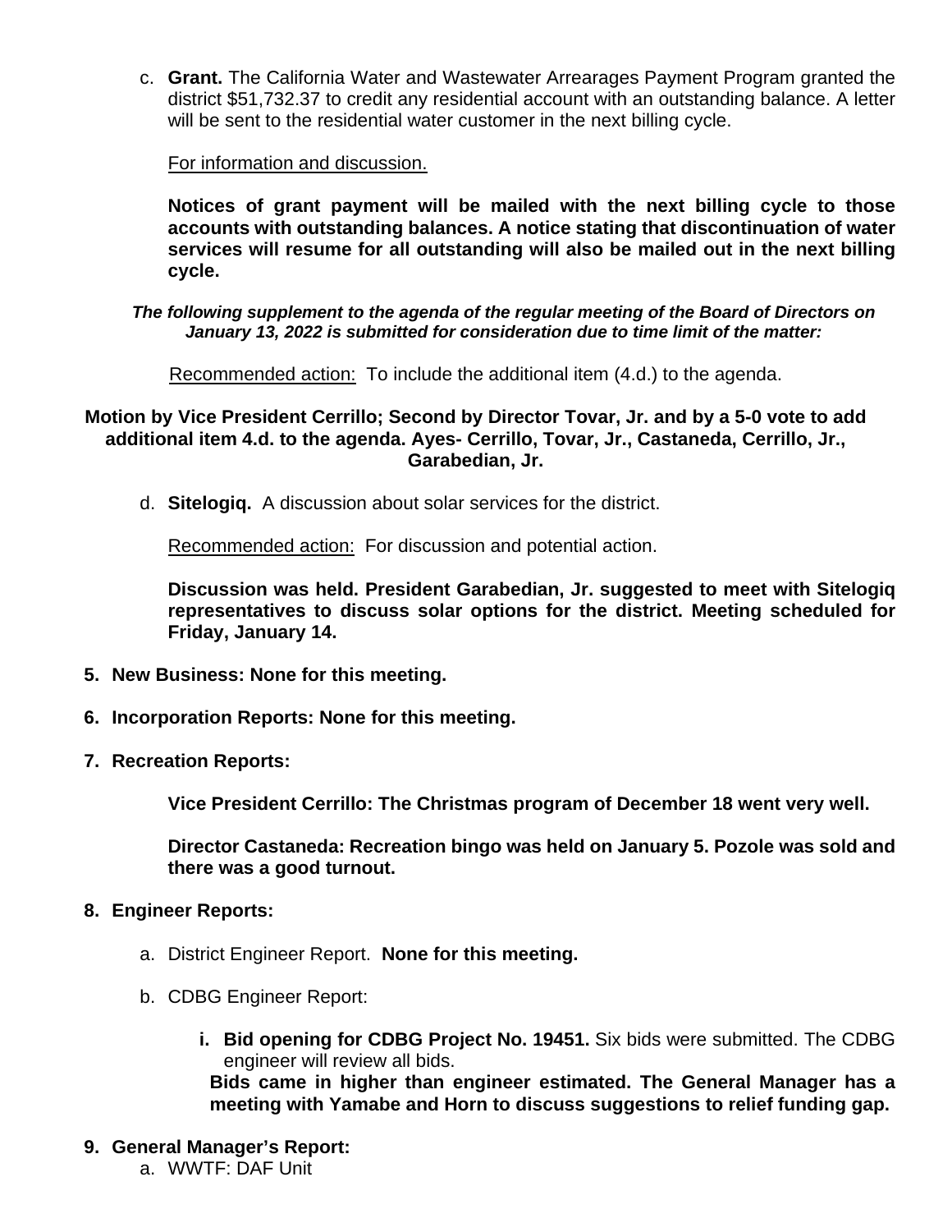c. **Grant.** The California Water and Wastewater Arrearages Payment Program granted the district $51,732.37 to credit any residential account with an outstanding balance. A letter will be sent to the residential water customer in the next billing cycle.

   For information and discussion.

   **Notices of grant payment will be mailed with the next billing cycle to those accounts with outstanding balances. A notice stating that discontinuation of water services will resume for all outstanding will also be mailed out in the next billing cycle.**

***The following supplement to the agenda of the regular meeting of the Board of Directors on January 13, 2022 is submitted for consideration due to time limit of the matter:***

Recommended action: To include the additional item (4.d.) to the agenda.

**Motion by Vice President Cerrillo; Second by Director Tovar, Jr. and by a 5-0 vote to add additional item 4.d. to the agenda. Ayes- Cerrillo, Tovar, Jr., Castaneda, Cerrillo, Jr., Garabedian, Jr.**

d. **Sitelogiq.** A discussion about solar services for the district.

   Recommended action: For discussion and potential action.

   **Discussion was held. President Garabedian, Jr. suggested to meet with Sitelogiq representatives to discuss solar options for the district. Meeting scheduled for Friday, January 14.**

5. **New Business: None for this meeting.**

6. **Incorporation Reports: None for this meeting.**

7. **Recreation Reports:**

   **Vice President Cerrillo: The Christmas program of December 18 went very well.**

   **Director Castaneda: Recreation bingo was held on January 5. Pozole was sold and there was a good turnout.**

8. **Engineer Reports:**

   a. District Engineer Report. **None for this meeting.**

   b. CDBG Engineer Report:

      i. **Bid opening for CDBG Project No. 19451.** Six bids were submitted. The CDBG engineer will review all bids.
      **Bids came in higher than engineer estimated. The General Manager has a meeting with Yamabe and Horn to discuss suggestions to relief funding gap.**

9. **General Manager's Report:**

   a. WWTF: DAF Unit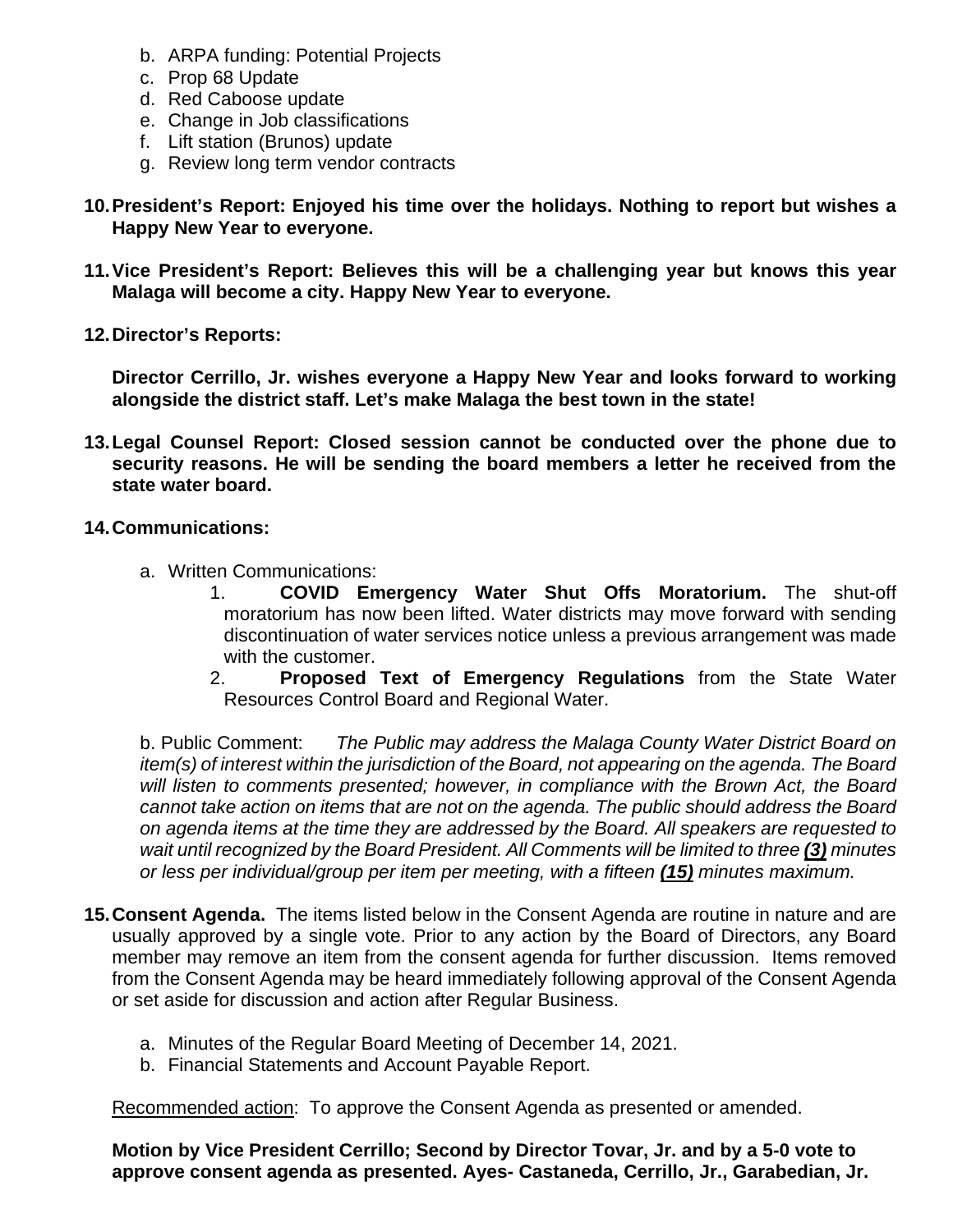b. ARPA funding: Potential Projects
c. Prop 68 Update
d. Red Caboose update
e. Change in Job classifications
f. Lift station (Brunos) update
g. Review long term vendor contracts

**10. President's Report: Enjoyed his time over the holidays. Nothing to report but wishes a Happy New Year to everyone.**

**11. Vice President's Report: Believes this will be a challenging year but knows this year Malaga will become a city. Happy New Year to everyone.**

**12. Director's Reports:**

**Director Cerrillo, Jr. wishes everyone a Happy New Year and looks forward to working alongside the district staff. Let's make Malaga the best town in the state!**

**13. Legal Counsel Report: Closed session cannot be conducted over the phone due to security reasons. He will be sending the board members a letter he received from the state water board.**

**14. Communications:**

a. Written Communications:
   1. **COVID Emergency Water Shut Offs Moratorium.** The shut-off moratorium has now been lifted. Water districts may move forward with sending discontinuation of water services notice unless a previous arrangement was made with the customer.
   2. **Proposed Text of Emergency Regulations** from the State Water Resources Control Board and Regional Water.

b. Public Comment: *The Public may address the Malaga County Water District Board on item(s) of interest within the jurisdiction of the Board, not appearing on the agenda. The Board will listen to comments presented; however, in compliance with the Brown Act, the Board cannot take action on items that are not on the agenda. The public should address the Board on agenda items at the time they are addressed by the Board. All speakers are requested to wait until recognized by the Board President. All Comments will be limited to three* ***(3)*** *minutes or less per individual/group per item per meeting, with a fifteen* ***(15)*** *minutes maximum.*

**15. Consent Agenda.** The items listed below in the Consent Agenda are routine in nature and are usually approved by a single vote. Prior to any action by the Board of Directors, any Board member may remove an item from the consent agenda for further discussion. Items removed from the Consent Agenda may be heard immediately following approval of the Consent Agenda or set aside for discussion and action after Regular Business.

a. Minutes of the Regular Board Meeting of December 14, 2021.
b. Financial Statements and Account Payable Report.

Recommended action: To approve the Consent Agenda as presented or amended.

**Motion by Vice President Cerrillo; Second by Director Tovar, Jr. and by a 5-0 vote to approve consent agenda as presented. Ayes- Castaneda, Cerrillo, Jr., Garabedian, Jr.**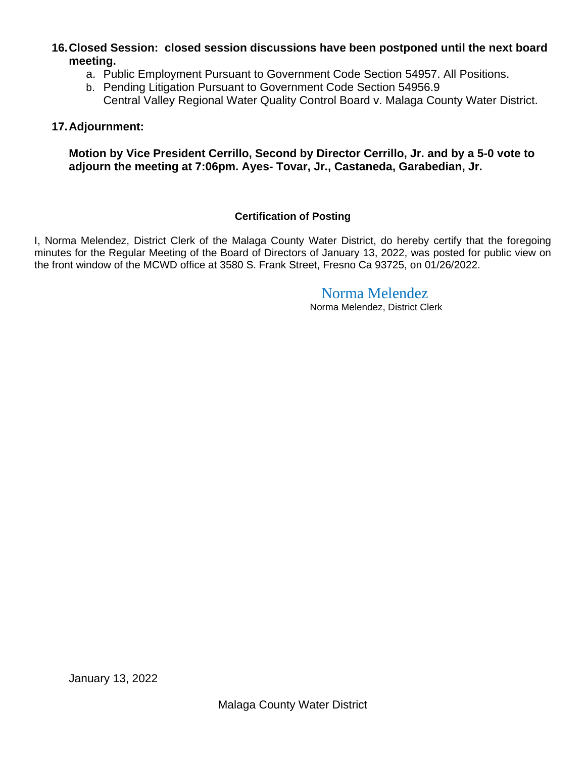16. **Closed Session: closed session discussions have been postponed until the next board meeting.**
    a. Public Employment Pursuant to Government Code Section 54957. All Positions.
    b. Pending Litigation Pursuant to Government Code Section 54956.9
       Central Valley Regional Water Quality Control Board v. Malaga County Water District.

17. **Adjournment:**

    **Motion by Vice President Cerrillo, Second by Director Cerrillo, Jr. and by a 5-0 vote to adjourn the meeting at 7:06pm. Ayes- Tovar, Jr., Castaneda, Garabedian, Jr.**

**Certification of Posting**

I, Norma Melendez, District Clerk of the Malaga County Water District, do hereby certify that the foregoing minutes for the Regular Meeting of the Board of Directors of January 13, 2022, was posted for public view on the front window of the MCWD office at 3580 S. Frank Street, Fresno Ca 93725, on 01/26/2022.

Norma Melendez
Norma Melendez, District Clerk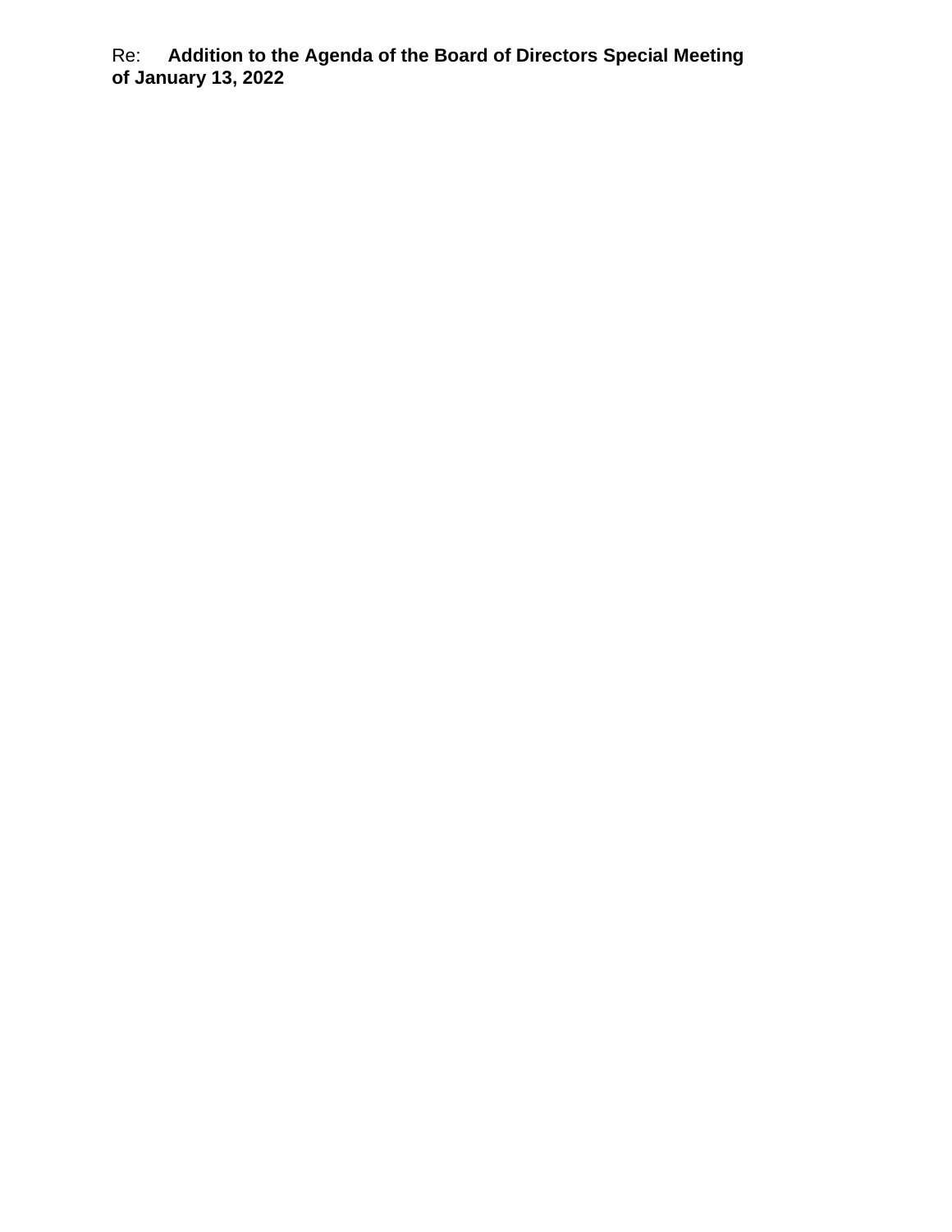Re: **Addition to the Agenda of the Board of Directors Special Meeting of January 13, 2022**